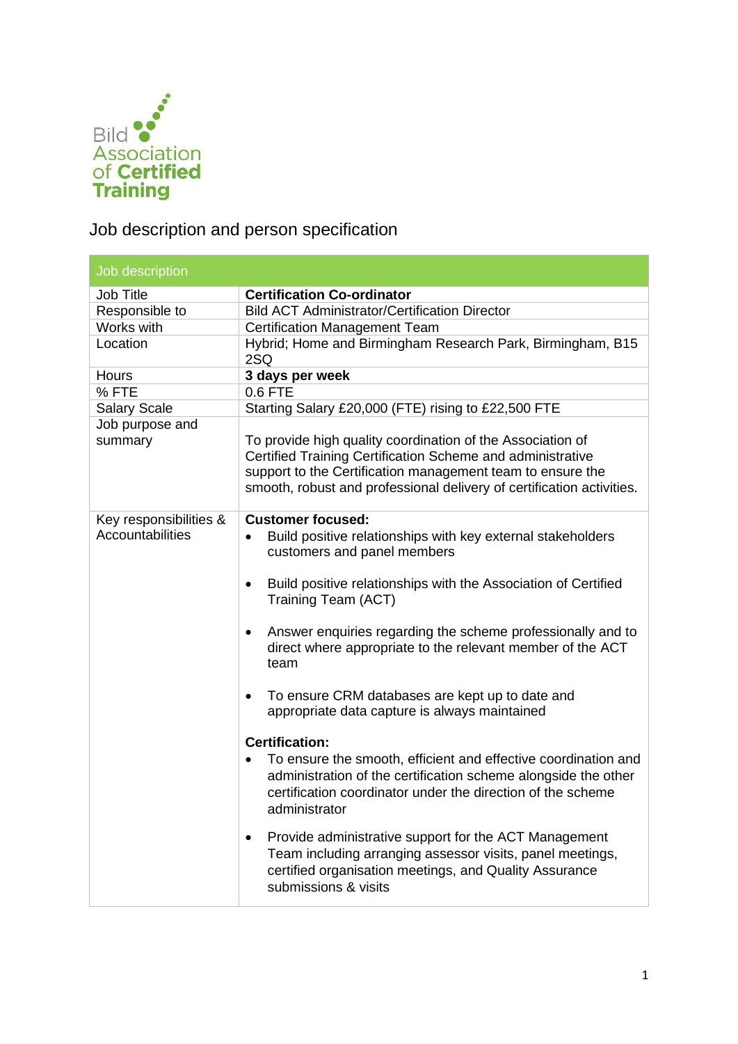Bild Association of Certified Training

# Job description and person specification

| Job description | |
|---|---|
| Job Title | **Certification Co-ordinator** |
| Responsible to | Bild ACT Administrator/Certification Director |
| Works with | Certification Management Team |
| Location | Hybrid; Home and Birmingham Research Park, Birmingham, B15 2SQ |
| Hours | **3 days per week** |
| % FTE | 0.6 FTE |
| Salary Scale | Starting Salary £20,000 (FTE) rising to £22,500 FTE |
| Job purpose and summary | To provide high quality coordination of the Association of Certified Training Certification Scheme and administrative support to the Certification management team to ensure the smooth, robust and professional delivery of certification activities. |
| Key responsibilities & Accountabilities | **Customer focused:**<br>• Build positive relationships with key external stakeholders customers and panel members<br>• Build positive relationships with the Association of Certified Training Team (ACT)<br>• Answer enquiries regarding the scheme professionally and to direct where appropriate to the relevant member of the ACT team<br>• To ensure CRM databases are kept up to date and appropriate data capture is always maintained<br><br>**Certification:**<br>• To ensure the smooth, efficient and effective coordination and administration of the certification scheme alongside the other certification coordinator under the direction of the scheme administrator<br>• Provide administrative support for the ACT Management Team including arranging assessor visits, panel meetings, certified organisation meetings, and Quality Assurance submissions & visits |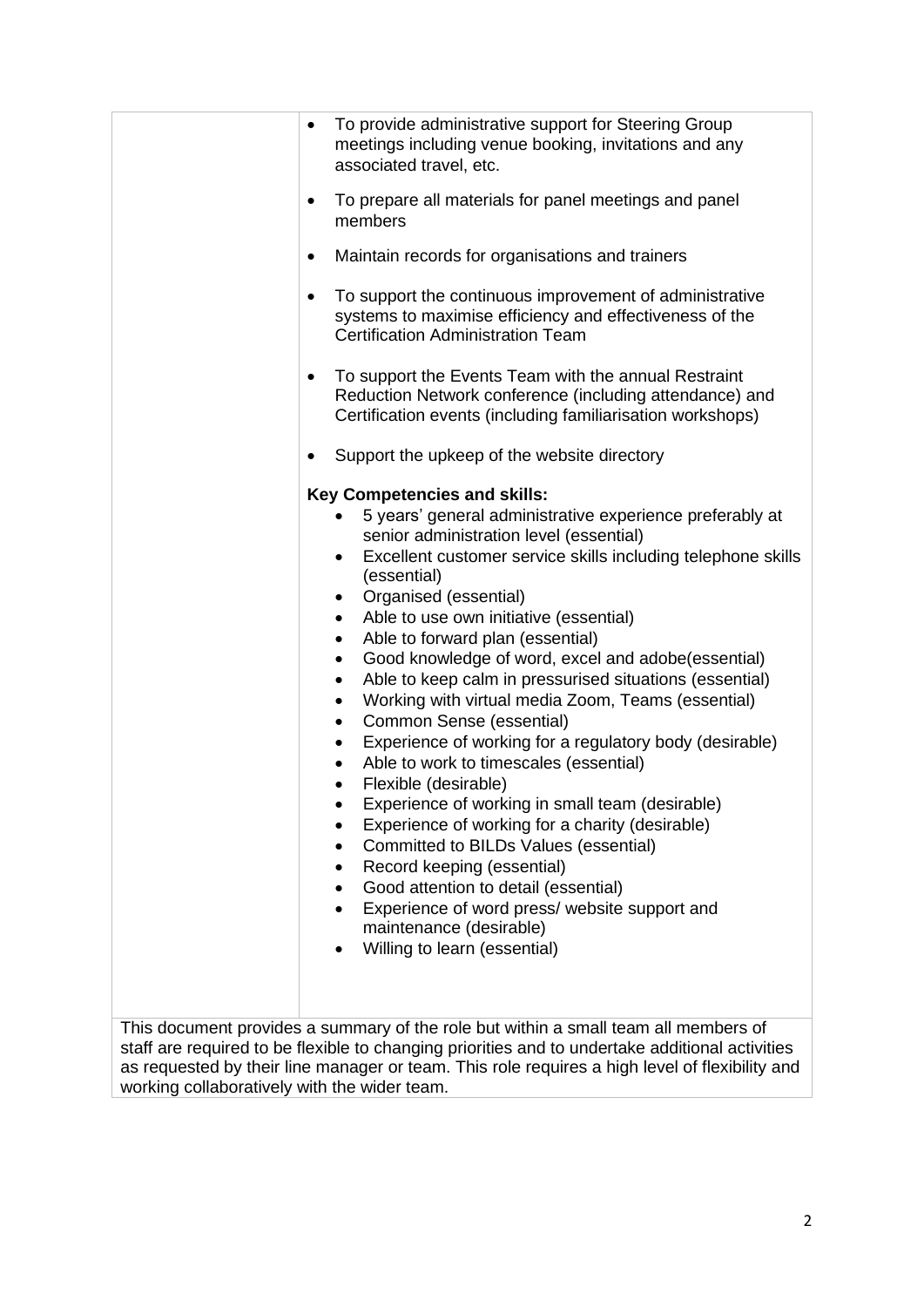- To provide administrative support for Steering Group meetings including venue booking, invitations and any associated travel, etc.
- To prepare all materials for panel meetings and panel members
- Maintain records for organisations and trainers
- To support the continuous improvement of administrative systems to maximise efficiency and effectiveness of the Certification Administration Team
- To support the Events Team with the annual Restraint Reduction Network conference (including attendance) and Certification events (including familiarisation workshops)
- Support the upkeep of the website directory

**Key Competencies and skills:**

- 5 years' general administrative experience preferably at senior administration level (essential)
- Excellent customer service skills including telephone skills (essential)
- Organised (essential)
- Able to use own initiative (essential)
- Able to forward plan (essential)
- Good knowledge of word, excel and adobe(essential)
- Able to keep calm in pressurised situations (essential)
- Working with virtual media Zoom, Teams (essential)
- Common Sense (essential)
- Experience of working for a regulatory body (desirable)
- Able to work to timescales (essential)
- Flexible (desirable)
- Experience of working in small team (desirable)
- Experience of working for a charity (desirable)
- Committed to BILDs Values (essential)
- Record keeping (essential)
- Good attention to detail (essential)
- Experience of word press/ website support and maintenance (desirable)
- Willing to learn (essential)

This document provides a summary of the role but within a small team all members of staff are required to be flexible to changing priorities and to undertake additional activities as requested by their line manager or team. This role requires a high level of flexibility and working collaboratively with the wider team.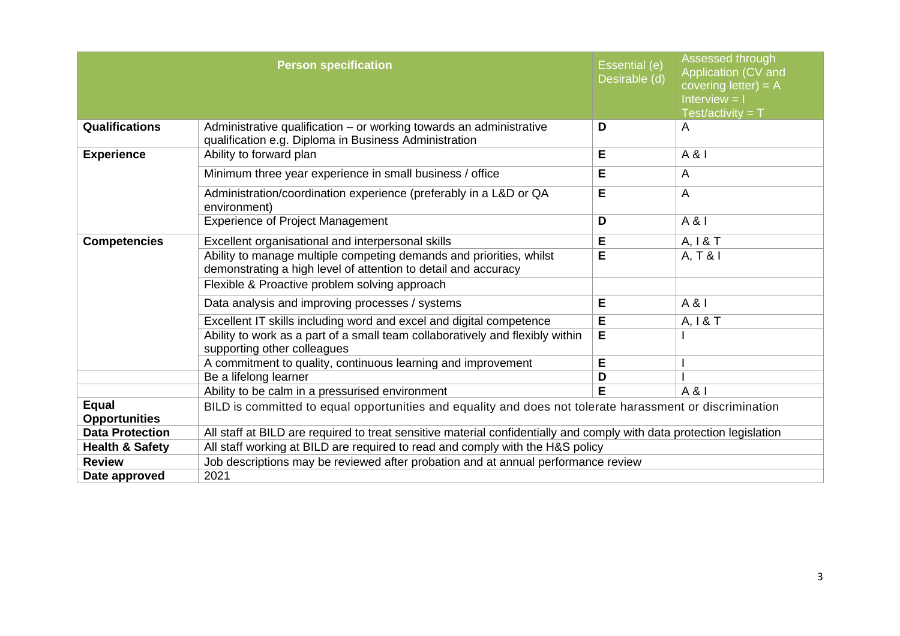| Person specification | | Essential (e) Desirable (d) | Assessed through Application (CV and covering letter) = A Interview = I Test/activity = T |
|---|---|---|---|
| **Qualifications** | Administrative qualification – or working towards an administrative qualification e.g. Diploma in Business Administration | **D** | A |
| **Experience** | Ability to forward plan | **E** | A & I |
| | Minimum three year experience in small business / office | **E** | A |
| | Administration/coordination experience (preferably in a L&D or QA environment) | **E** | A |
| | Experience of Project Management | **D** | A & I |
| **Competencies** | Excellent organisational and interpersonal skills | **E** | A, I & T |
| | Ability to manage multiple competing demands and priorities, whilst demonstrating a high level of attention to detail and accuracy | **E** | A, T & I |
| | Flexible & Proactive problem solving approach | | |
| | Data analysis and improving processes / systems | **E** | A & I |
| | Excellent IT skills including word and excel and digital competence | **E** | A, I & T |
| | Ability to work as a part of a small team collaboratively and flexibly within supporting other colleagues | **E** | I |
| | A commitment to quality, continuous learning and improvement | **E** | I |
| | Be a lifelong learner | **D** | I |
| | Ability to be calm in a pressurised environment | **E** | A & I |
| **Equal Opportunities** | BILD is committed to equal opportunities and equality and does not tolerate harassment or discrimination | | |
| **Data Protection** | All staff at BILD are required to treat sensitive material confidentially and comply with data protection legislation | | |
| **Health & Safety** | All staff working at BILD are required to read and comply with the H&S policy | | |
| **Review** | Job descriptions may be reviewed after probation and at annual performance review | | |
| **Date approved** | 2021 | | |